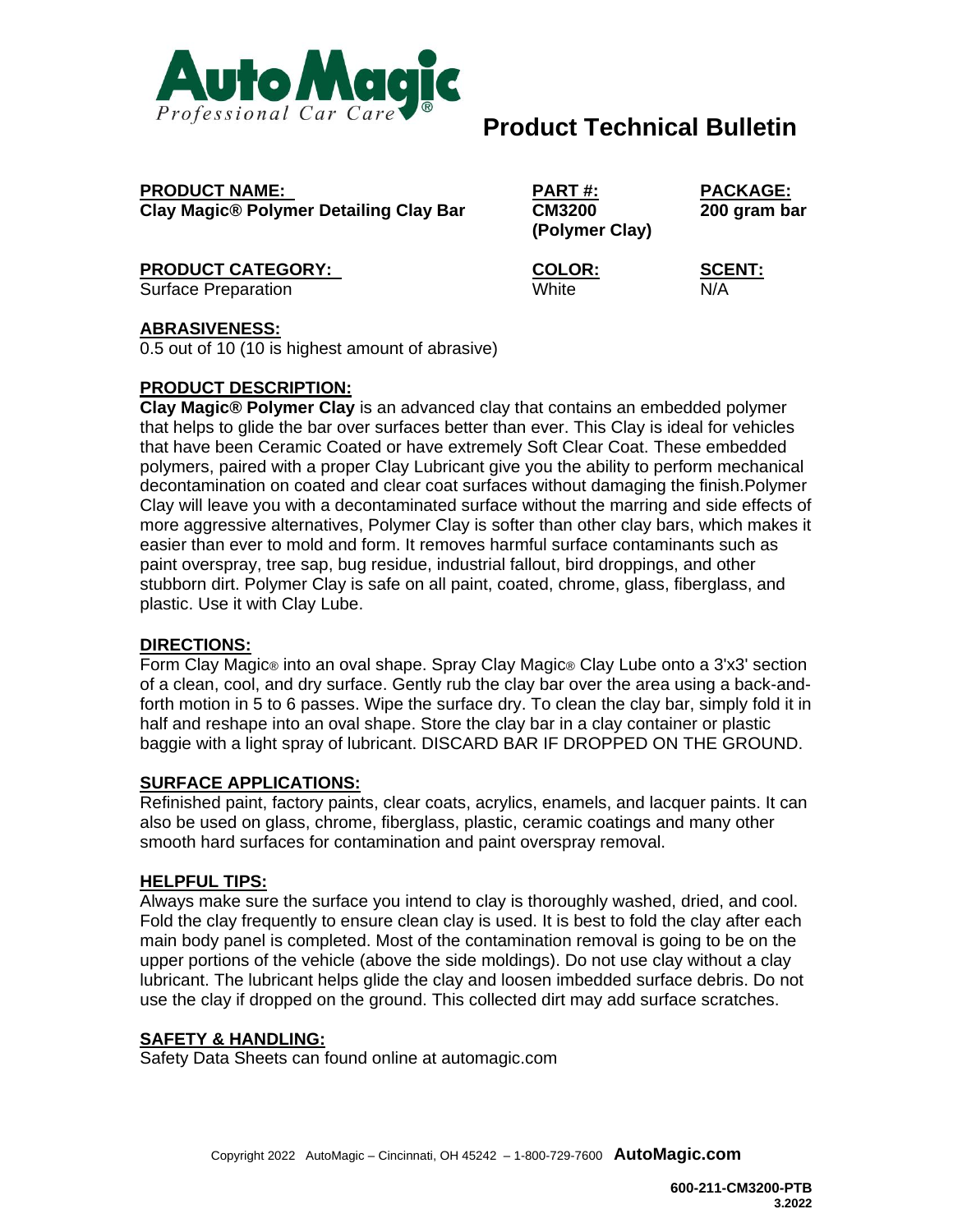Auto Magic
*Professional Car Care®*

# Product Technical Bulletin

| **PRODUCT NAME:** | **PART #:** | **PACKAGE:** |
| --- | --- | --- |
| **Clay Magic® Polymer Detailing Clay Bar** | **CM3200 (Polymer Clay)** | **200 gram bar** |

| **PRODUCT CATEGORY:** | **COLOR:** | **SCENT:** |
| --- | --- | --- |
| Surface Preparation | White | N/A |

## ABRASIVENESS:

0.5 out of 10 (10 is highest amount of abrasive)

## PRODUCT DESCRIPTION:

**Clay Magic® Polymer Clay** is an advanced clay that contains an embedded polymer that helps to glide the bar over surfaces better than ever. This Clay is ideal for vehicles that have been Ceramic Coated or have extremely Soft Clear Coat. These embedded polymers, paired with a proper Clay Lubricant give you the ability to perform mechanical decontamination on coated and clear coat surfaces without damaging the finish.Polymer Clay will leave you with a decontaminated surface without the marring and side effects of more aggressive alternatives, Polymer Clay is softer than other clay bars, which makes it easier than ever to mold and form. It removes harmful surface contaminants such as paint overspray, tree sap, bug residue, industrial fallout, bird droppings, and other stubborn dirt. Polymer Clay is safe on all paint, coated, chrome, glass, fiberglass, and plastic. Use it with Clay Lube.

## DIRECTIONS:

Form Clay Magic® into an oval shape. Spray Clay Magic® Clay Lube onto a 3'x3' section of a clean, cool, and dry surface. Gently rub the clay bar over the area using a back-and-forth motion in 5 to 6 passes. Wipe the surface dry. To clean the clay bar, simply fold it in half and reshape into an oval shape. Store the clay bar in a clay container or plastic baggie with a light spray of lubricant. DISCARD BAR IF DROPPED ON THE GROUND.

## SURFACE APPLICATIONS:

Refinished paint, factory paints, clear coats, acrylics, enamels, and lacquer paints. It can also be used on glass, chrome, fiberglass, plastic, ceramic coatings and many other smooth hard surfaces for contamination and paint overspray removal.

## HELPFUL TIPS:

Always make sure the surface you intend to clay is thoroughly washed, dried, and cool. Fold the clay frequently to ensure clean clay is used. It is best to fold the clay after each main body panel is completed. Most of the contamination removal is going to be on the upper portions of the vehicle (above the side moldings). Do not use clay without a clay lubricant. The lubricant helps glide the clay and loosen imbedded surface debris. Do not use the clay if dropped on the ground. This collected dirt may add surface scratches.

## SAFETY & HANDLING:

Safety Data Sheets can found online at automagic.com

Copyright 2022 AutoMagic – Cincinnati, OH 45242 – 1-800-729-7600 **AutoMagic.com**

**600-211-CM3200-PTB**
**3.2022**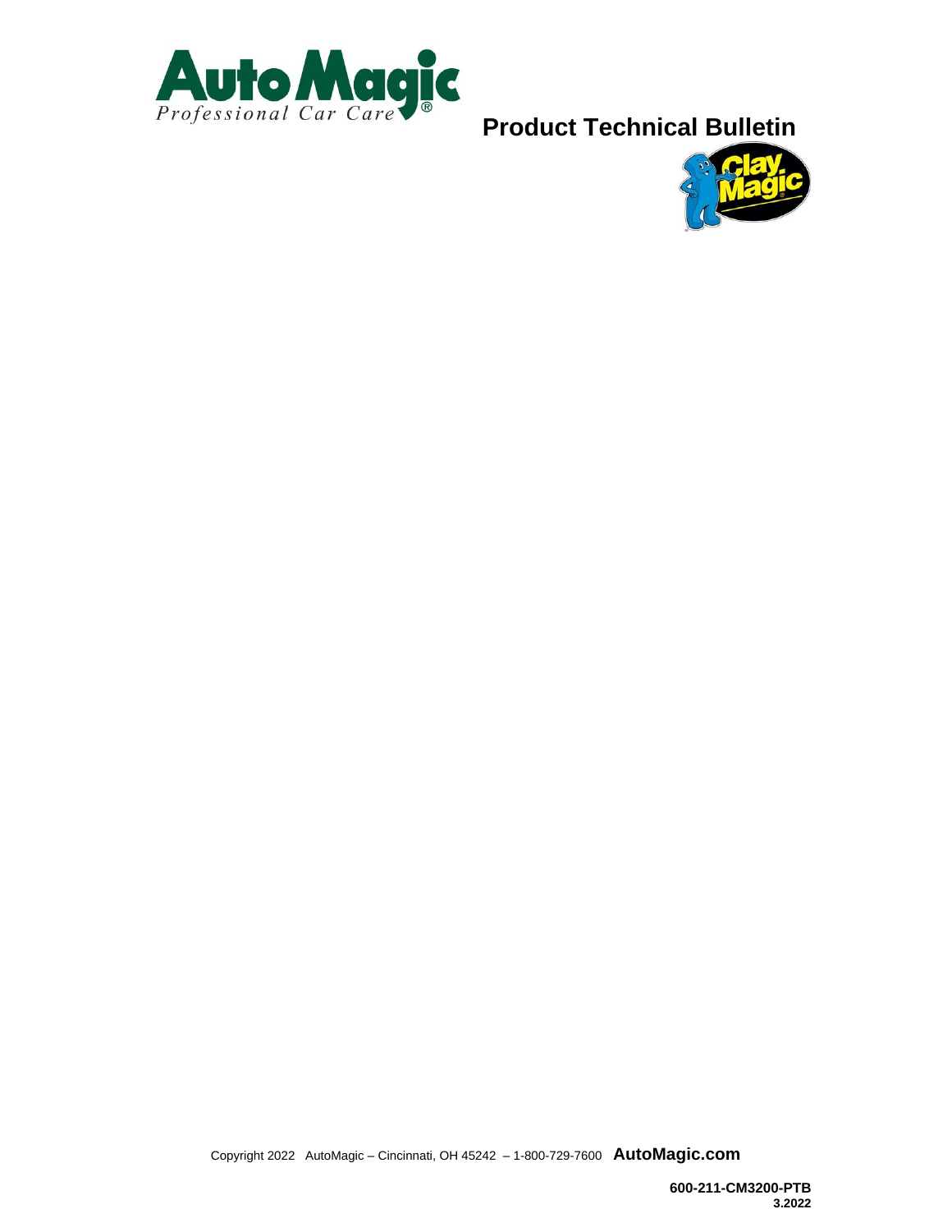**Product Technical Bulletin**

Copyright 2022 AutoMagic – Cincinnati, OH 45242 – 1-800-729-7600 **AutoMagic.com**

**600-211-CM3200-PTB**
**3.2022**